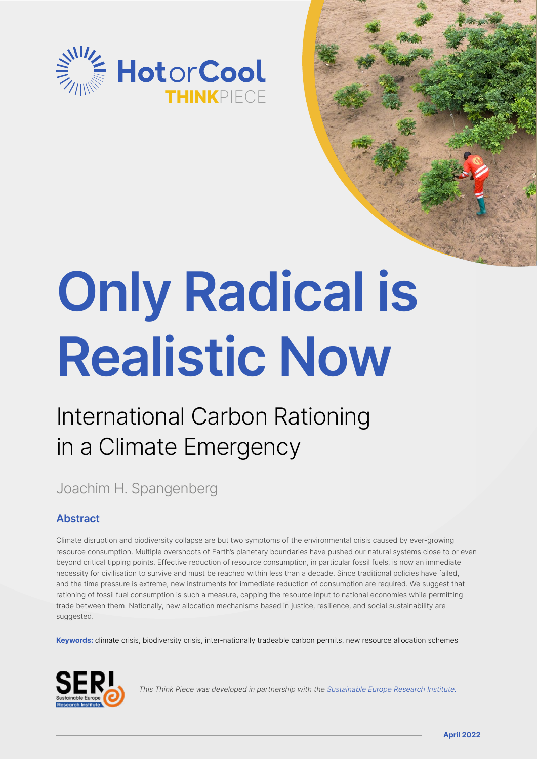HotorCool THINKPIECE

# Only Radical is Realistic Now

## International Carbon Rationing in a Climate Emergency

Joachim H. Spangenberg

### Abstract

Climate disruption and biodiversity collapse are but two symptoms of the environmental crisis caused by ever-growing resource consumption. Multiple overshoots of Earth's planetary boundaries have pushed our natural systems close to or even beyond critical tipping points. Effective reduction of resource consumption, in particular fossil fuels, is now an immediate necessity for civilisation to survive and must be reached within less than a decade. Since traditional policies have failed, and the time pressure is extreme, new instruments for immediate reduction of consumption are required. We suggest that rationing of fossil fuel consumption is such a measure, capping the resource input to national economies while permitting trade between them. Nationally, new allocation mechanisms based in justice, resilience, and social sustainability are suggested.

**Keywords:** climate crisis, biodiversity crisis, inter-nationally tradeable carbon permits, new resource allocation schemes

*This Think Piece was developed in partnership with the Sustainable Europe Research Institute.*

April 2022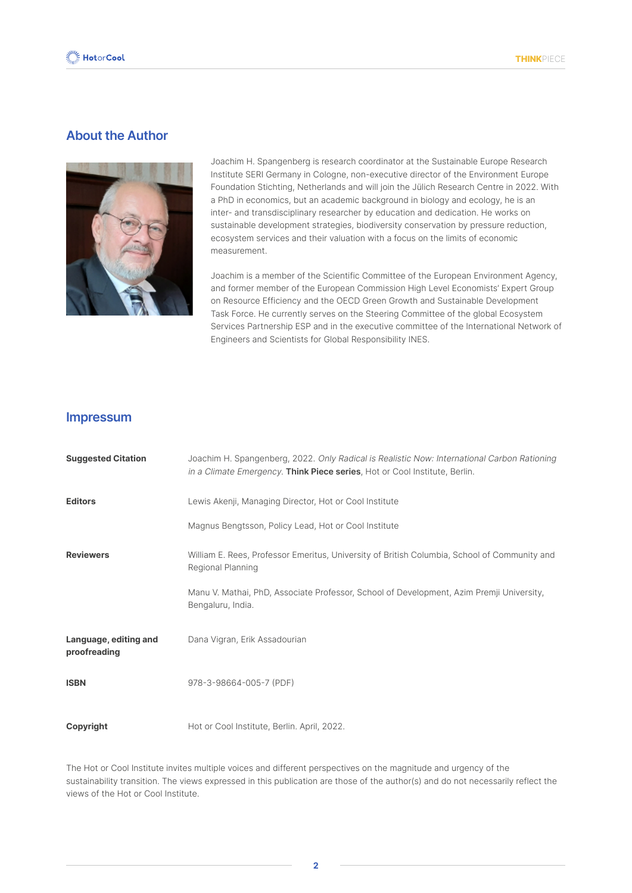## About the Author

Joachim H. Spangenberg is research coordinator at the Sustainable Europe Research Institute SERI Germany in Cologne, non-executive director of the Environment Europe Foundation Stichting, Netherlands and will join the Jülich Research Centre in 2022. With a PhD in economics, but an academic background in biology and ecology, he is an inter- and transdisciplinary researcher by education and dedication. He works on sustainable development strategies, biodiversity conservation by pressure reduction, ecosystem services and their valuation with a focus on the limits of economic measurement.

Joachim is a member of the Scientific Committee of the European Environment Agency, and former member of the European Commission High Level Economists' Expert Group on Resource Efficiency and the OECD Green Growth and Sustainable Development Task Force. He currently serves on the Steering Committee of the global Ecosystem Services Partnership ESP and in the executive committee of the International Network of Engineers and Scientists for Global Responsibility INES.

## Impressum

| | |
|---|---|
| **Suggested Citation** | Joachim H. Spangenberg, 2022. *Only Radical is Realistic Now: International Carbon Rationing in a Climate Emergency*. **Think Piece series**, Hot or Cool Institute, Berlin. |
| **Editors** | Lewis Akenji, Managing Director, Hot or Cool Institute<br><br>Magnus Bengtsson, Policy Lead, Hot or Cool Institute |
| **Reviewers** | William E. Rees, Professor Emeritus, University of British Columbia, School of Community and Regional Planning<br><br>Manu V. Mathai, PhD, Associate Professor, School of Development, Azim Premji University, Bengaluru, India. |
| **Language, editing and proofreading** | Dana Vigran, Erik Assadourian |
| **ISBN** | 978-3-98664-005-7 (PDF) |
| **Copyright** | Hot or Cool Institute, Berlin. April, 2022. |

The Hot or Cool Institute invites multiple voices and different perspectives on the magnitude and urgency of the sustainability transition. The views expressed in this publication are those of the author(s) and do not necessarily reflect the views of the Hot or Cool Institute.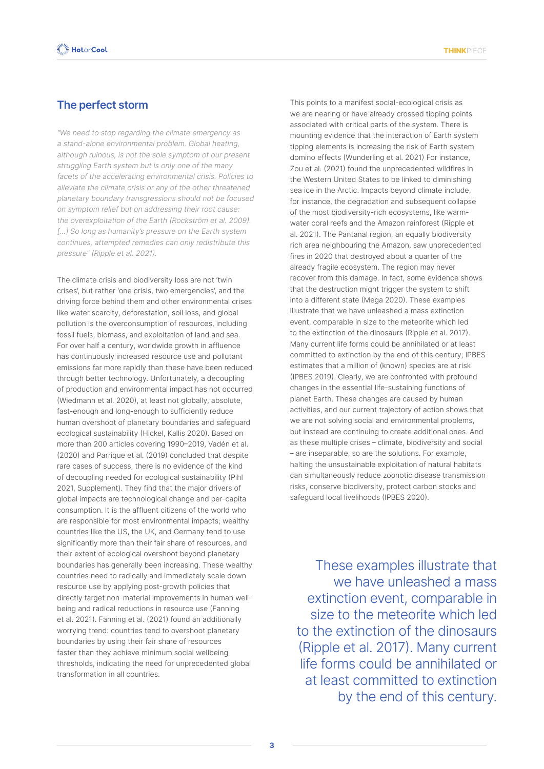## The perfect storm

*"We need to stop regarding the climate emergency as a stand-alone environmental problem. Global heating, although ruinous, is not the sole symptom of our present struggling Earth system but is only one of the many facets of the accelerating environmental crisis. Policies to alleviate the climate crisis or any of the other threatened planetary boundary transgressions should not be focused on symptom relief but on addressing their root cause: the overexploitation of the Earth (Rockström et al. 2009). [...] So long as humanity's pressure on the Earth system continues, attempted remedies can only redistribute this pressure" (Ripple et al. 2021).*

The climate crisis and biodiversity loss are not 'twin crises', but rather 'one crisis, two emergencies', and the driving force behind them and other environmental crises like water scarcity, deforestation, soil loss, and global pollution is the overconsumption of resources, including fossil fuels, biomass, and exploitation of land and sea. For over half a century, worldwide growth in affluence has continuously increased resource use and pollutant emissions far more rapidly than these have been reduced through better technology. Unfortunately, a decoupling of production and environmental impact has not occurred (Wiedmann et al. 2020), at least not globally, absolute, fast-enough and long-enough to sufficiently reduce human overshoot of planetary boundaries and safeguard ecological sustainability (Hickel, Kallis 2020). Based on more than 200 articles covering 1990–2019, Vadén et al. (2020) and Parrique et al. (2019) concluded that despite rare cases of success, there is no evidence of the kind of decoupling needed for ecological sustainability (Pihl 2021, Supplement). They find that the major drivers of global impacts are technological change and per-capita consumption. It is the affluent citizens of the world who are responsible for most environmental impacts; wealthy countries like the US, the UK, and Germany tend to use significantly more than their fair share of resources, and their extent of ecological overshoot beyond planetary boundaries has generally been increasing. These wealthy countries need to radically and immediately scale down resource use by applying post-growth policies that directly target non-material improvements in human well-being and radical reductions in resource use (Fanning et al. 2021). Fanning et al. (2021) found an additionally worrying trend: countries tend to overshoot planetary boundaries by using their fair share of resources faster than they achieve minimum social wellbeing thresholds, indicating the need for unprecedented global transformation in all countries.

This points to a manifest social-ecological crisis as we are nearing or have already crossed tipping points associated with critical parts of the system. There is mounting evidence that the interaction of Earth system tipping elements is increasing the risk of Earth system domino effects (Wunderling et al. 2021) For instance, Zou et al. (2021) found the unprecedented wildfires in the Western United States to be linked to diminishing sea ice in the Arctic. Impacts beyond climate include, for instance, the degradation and subsequent collapse of the most biodiversity-rich ecosystems, like warm-water coral reefs and the Amazon rainforest (Ripple et al. 2021). The Pantanal region, an equally biodiversity rich area neighbouring the Amazon, saw unprecedented fires in 2020 that destroyed about a quarter of the already fragile ecosystem. The region may never recover from this damage. In fact, some evidence shows that the destruction might trigger the system to shift into a different state (Mega 2020). These examples illustrate that we have unleashed a mass extinction event, comparable in size to the meteorite which led to the extinction of the dinosaurs (Ripple et al. 2017). Many current life forms could be annihilated or at least committed to extinction by the end of this century; IPBES estimates that a million of (known) species are at risk (IPBES 2019). Clearly, we are confronted with profound changes in the essential life-sustaining functions of planet Earth. These changes are caused by human activities, and our current trajectory of action shows that we are not solving social and environmental problems, but instead are continuing to create additional ones. And as these multiple crises – climate, biodiversity and social – are inseparable, so are the solutions. For example, halting the unsustainable exploitation of natural habitats can simultaneously reduce zoonotic disease transmission risks, conserve biodiversity, protect carbon stocks and safeguard local livelihoods (IPBES 2020).

> These examples illustrate that we have unleashed a mass extinction event, comparable in size to the meteorite which led to the extinction of the dinosaurs (Ripple et al. 2017). Many current life forms could be annihilated or at least committed to extinction by the end of this century.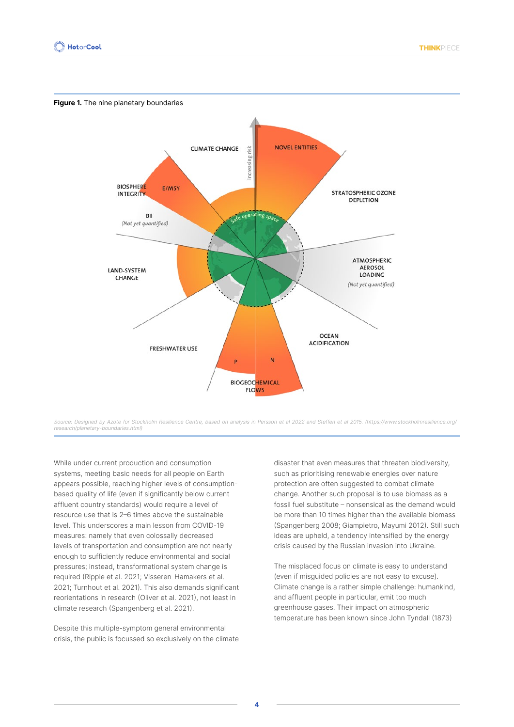**Figure 1.** The nine planetary boundaries

Source: Designed by Azote for Stockholm Resilience Centre, based on analysis in Persson et al 2022 and Steffen et al 2015. (https://www.stockholmresilience.org/research/planetary-boundaries.html)

While under current production and consumption systems, meeting basic needs for all people on Earth appears possible, reaching higher levels of consumption-based quality of life (even if significantly below current affluent country standards) would require a level of resource use that is 2–6 times above the sustainable level. This underscores a main lesson from COVID-19 measures: namely that even colossally decreased levels of transportation and consumption are not nearly enough to sufficiently reduce environmental and social pressures; instead, transformational system change is required (Ripple et al. 2021; Visseren-Hamakers et al. 2021; Turnhout et al. 2021). This also demands significant reorientations in research (Oliver et al. 2021), not least in climate research (Spangenberg et al. 2021).

Despite this multiple-symptom general environmental crisis, the public is focussed so exclusively on the climate disaster that even measures that threaten biodiversity, such as prioritising renewable energies over nature protection are often suggested to combat climate change. Another such proposal is to use biomass as a fossil fuel substitute – nonsensical as the demand would be more than 10 times higher than the available biomass (Spangenberg 2008; Giampietro, Mayumi 2012). Still such ideas are upheld, a tendency intensified by the energy crisis caused by the Russian invasion into Ukraine.

The misplaced focus on climate is easy to understand (even if misguided policies are not easy to excuse). Climate change is a rather simple challenge: humankind, and affluent people in particular, emit too much greenhouse gases. Their impact on atmospheric temperature has been known since John Tyndall (1873)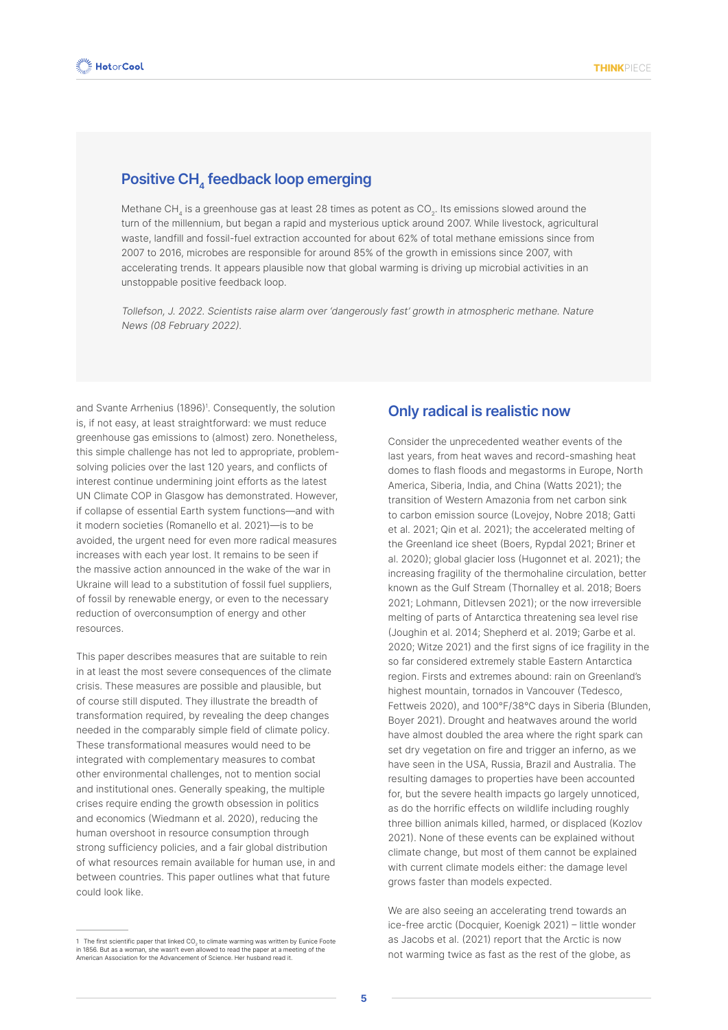## Positive $CH_4$ feedback loop emerging

Methane $CH_4$ is a greenhouse gas at least 28 times as potent as $CO_2$. Its emissions slowed around the turn of the millennium, but began a rapid and mysterious uptick around 2007. While livestock, agricultural waste, landfill and fossil-fuel extraction accounted for about 62% of total methane emissions since from 2007 to 2016, microbes are responsible for around 85% of the growth in emissions since 2007, with accelerating trends. It appears plausible now that global warming is driving up microbial activities in an unstoppable positive feedback loop.

*Tollefson, J. 2022. Scientists raise alarm over 'dangerously fast' growth in atmospheric methane. Nature News (08 February 2022).*

and Svante Arrhenius (1896)[1]. Consequently, the solution is, if not easy, at least straightforward: we must reduce greenhouse gas emissions to (almost) zero. Nonetheless, this simple challenge has not led to appropriate, problem-solving policies over the last 120 years, and conflicts of interest continue undermining joint efforts as the latest UN Climate COP in Glasgow has demonstrated. However, if collapse of essential Earth system functions—and with it modern societies (Romanello et al. 2021)—is to be avoided, the urgent need for even more radical measures increases with each year lost. It remains to be seen if the massive action announced in the wake of the war in Ukraine will lead to a substitution of fossil fuel suppliers, of fossil by renewable energy, or even to the necessary reduction of overconsumption of energy and other resources.

This paper describes measures that are suitable to rein in at least the most severe consequences of the climate crisis. These measures are possible and plausible, but of course still disputed. They illustrate the breadth of transformation required, by revealing the deep changes needed in the comparably simple field of climate policy. These transformational measures would need to be integrated with complementary measures to combat other environmental challenges, not to mention social and institutional ones. Generally speaking, the multiple crises require ending the growth obsession in politics and economics (Wiedmann et al. 2020), reducing the human overshoot in resource consumption through strong sufficiency policies, and a fair global distribution of what resources remain available for human use, in and between countries. This paper outlines what that future could look like.

## Only radical is realistic now

Consider the unprecedented weather events of the last years, from heat waves and record-smashing heat domes to flash floods and megastorms in Europe, North America, Siberia, India, and China (Watts 2021); the transition of Western Amazonia from net carbon sink to carbon emission source (Lovejoy, Nobre 2018; Gatti et al. 2021; Qin et al. 2021); the accelerated melting of the Greenland ice sheet (Boers, Rypdal 2021; Briner et al. 2020); global glacier loss (Hugonnet et al. 2021); the increasing fragility of the thermohaline circulation, better known as the Gulf Stream (Thornalley et al. 2018; Boers 2021; Lohmann, Ditlevsen 2021); or the now irreversible melting of parts of Antarctica threatening sea level rise (Joughin et al. 2014; Shepherd et al. 2019; Garbe et al. 2020; Witze 2021) and the first signs of ice fragility in the so far considered extremely stable Eastern Antarctica region. Firsts and extremes abound: rain on Greenland's highest mountain, tornados in Vancouver (Tedesco, Fettweis 2020), and 100°F/38°C days in Siberia (Blunden, Boyer 2021). Drought and heatwaves around the world have almost doubled the area where the right spark can set dry vegetation on fire and trigger an inferno, as we have seen in the USA, Russia, Brazil and Australia. The resulting damages to properties have been accounted for, but the severe health impacts go largely unnoticed, as do the horrific effects on wildlife including roughly three billion animals killed, harmed, or displaced (Kozlov 2021). None of these events can be explained without climate change, but most of them cannot be explained with current climate models either: the damage level grows faster than models expected.

We are also seeing an accelerating trend towards an ice-free arctic (Docquier, Koenigk 2021) – little wonder as Jacobs et al. (2021) report that the Arctic is now not warming twice as fast as the rest of the globe, as

---

[1] The first scientific paper that linked $CO_2$ to climate warming was written by Eunice Foote in 1856. But as a woman, she wasn't even allowed to read the paper at a meeting of the American Association for the Advancement of Science. Her husband read it.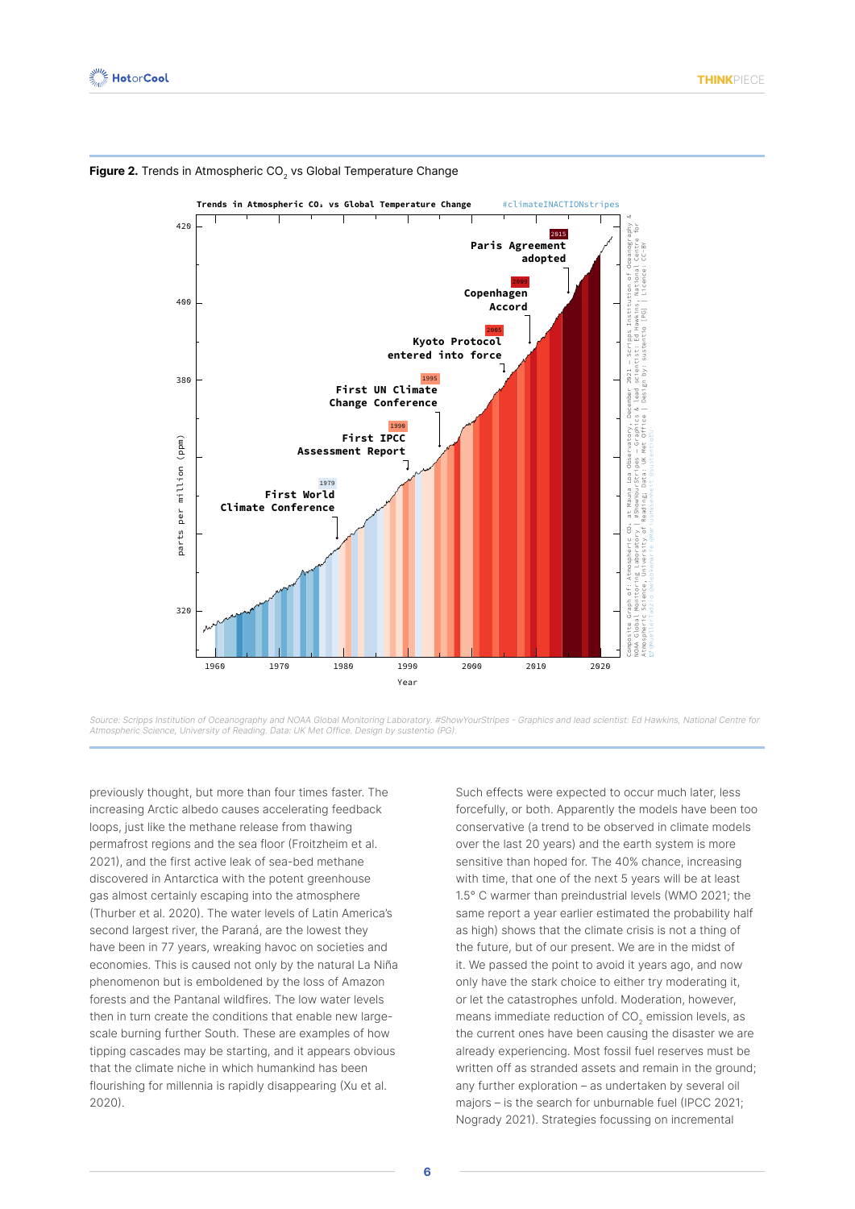**Figure 2.** Trends in Atmospheric $CO_2$ vs Global Temperature Change

*Source: Scripps Institution of Oceanography and NOAA Global Monitoring Laboratory. #ShowYourStripes - Graphics and lead scientist: Ed Hawkins, National Centre for Atmospheric Science, University of Reading. Data: UK Met Office. Design by sustentio (PG).*

previously thought, but more than four times faster. The increasing Arctic albedo causes accelerating feedback loops, just like the methane release from thawing permafrost regions and the sea floor (Froitzheim et al. 2021), and the first active leak of sea-bed methane discovered in Antarctica with the potent greenhouse gas almost certainly escaping into the atmosphere (Thurber et al. 2020). The water levels of Latin America's second largest river, the Paraná, are the lowest they have been in 77 years, wreaking havoc on societies and economies. This is caused not only by the natural La Niña phenomenon but is emboldened by the loss of Amazon forests and the Pantanal wildfires. The low water levels then in turn create the conditions that enable new large-scale burning further South. These are examples of how tipping cascades may be starting, and it appears obvious that the climate niche in which humankind has been flourishing for millennia is rapidly disappearing (Xu et al. 2020).

Such effects were expected to occur much later, less forcefully, or both. Apparently the models have been too conservative (a trend to be observed in climate models over the last 20 years) and the earth system is more sensitive than hoped for. The 40% chance, increasing with time, that one of the next 5 years will be at least 1.5° C warmer than preindustrial levels (WMO 2021; the same report a year earlier estimated the probability half as high) shows that the climate crisis is not a thing of the future, but of our present. We are in the midst of it. We passed the point to avoid it years ago, and now only have the stark choice to either try moderating it, or let the catastrophes unfold. Moderation, however, means immediate reduction of $CO_2$ emission levels, as the current ones have been causing the disaster we are already experiencing. Most fossil fuel reserves must be written off as stranded assets and remain in the ground; any further exploration – as undertaken by several oil majors – is the search for unburnable fuel (IPCC 2021; Nogrady 2021). Strategies focussing on incremental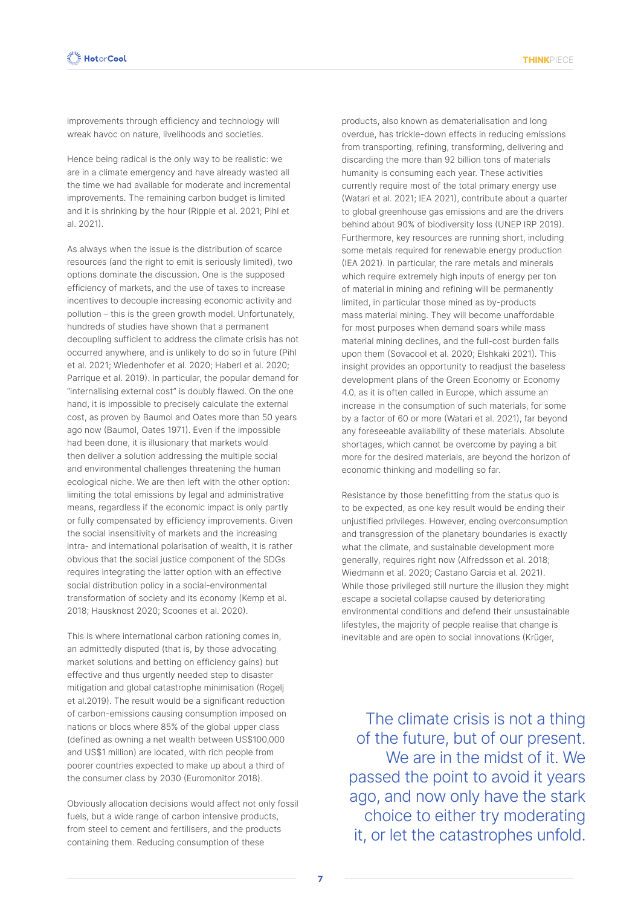improvements through efficiency and technology will wreak havoc on nature, livelihoods and societies.

Hence being radical is the only way to be realistic: we are in a climate emergency and have already wasted all the time we had available for moderate and incremental improvements. The remaining carbon budget is limited and it is shrinking by the hour (Ripple et al. 2021; Pihl et al. 2021).

As always when the issue is the distribution of scarce resources (and the right to emit is seriously limited), two options dominate the discussion. One is the supposed efficiency of markets, and the use of taxes to increase incentives to decouple increasing economic activity and pollution – this is the green growth model. Unfortunately, hundreds of studies have shown that a permanent decoupling sufficient to address the climate crisis has not occurred anywhere, and is unlikely to do so in future (Pihl et al. 2021; Wiedenhofer et al. 2020; Haberl et al. 2020; Parrique et al. 2019). In particular, the popular demand for "internalising external cost" is doubly flawed. On the one hand, it is impossible to precisely calculate the external cost, as proven by Baumol and Oates more than 50 years ago now (Baumol, Oates 1971). Even if the impossible had been done, it is illusionary that markets would then deliver a solution addressing the multiple social and environmental challenges threatening the human ecological niche. We are then left with the other option: limiting the total emissions by legal and administrative means, regardless if the economic impact is only partly or fully compensated by efficiency improvements. Given the social insensitivity of markets and the increasing intra- and international polarisation of wealth, it is rather obvious that the social justice component of the SDGs requires integrating the latter option with an effective social distribution policy in a social-environmental transformation of society and its economy (Kemp et al. 2018; Hausknost 2020; Scoones et al. 2020).

This is where international carbon rationing comes in, an admittedly disputed (that is, by those advocating market solutions and betting on efficiency gains) but effective and thus urgently needed step to disaster mitigation and global catastrophe minimisation (Rogelj et al.2019). The result would be a significant reduction of carbon-emissions causing consumption imposed on nations or blocs where 85% of the global upper class (defined as owning a net wealth between US$100,000 and US$1 million) are located, with rich people from poorer countries expected to make up about a third of the consumer class by 2030 (Euromonitor 2018).

Obviously allocation decisions would affect not only fossil fuels, but a wide range of carbon intensive products, from steel to cement and fertilisers, and the products containing them. Reducing consumption of these products, also known as dematerialisation and long overdue, has trickle-down effects in reducing emissions from transporting, refining, transforming, delivering and discarding the more than 92 billion tons of materials humanity is consuming each year. These activities currently require most of the total primary energy use (Watari et al. 2021; IEA 2021), contribute about a quarter to global greenhouse gas emissions and are the drivers behind about 90% of biodiversity loss (UNEP IRP 2019). Furthermore, key resources are running short, including some metals required for renewable energy production (IEA 2021). In particular, the rare metals and minerals which require extremely high inputs of energy per ton of material in mining and refining will be permanently limited, in particular those mined as by-products mass material mining. They will become unaffordable for most purposes when demand soars while mass material mining declines, and the full-cost burden falls upon them (Sovacool et al. 2020; Elshkaki 2021). This insight provides an opportunity to readjust the baseless development plans of the Green Economy or Economy 4.0, as it is often called in Europe, which assume an increase in the consumption of such materials, for some by a factor of 60 or more (Watari et al. 2021), far beyond any foreseeable availability of these materials. Absolute shortages, which cannot be overcome by paying a bit more for the desired materials, are beyond the horizon of economic thinking and modelling so far.

Resistance by those benefitting from the status quo is to be expected, as one key result would be ending their unjustified privileges. However, ending overconsumption and transgression of the planetary boundaries is exactly what the climate, and sustainable development more generally, requires right now (Alfredsson et al. 2018; Wiedmann et al. 2020; Castano Garcia et al. 2021). While those privileged still nurture the illusion they might escape a societal collapse caused by deteriorating environmental conditions and defend their unsustainable lifestyles, the majority of people realise that change is inevitable and are open to social innovations (Krüger,

> The climate crisis is not a thing of the future, but of our present. We are in the midst of it. We passed the point to avoid it years ago, and now only have the stark choice to either try moderating it, or let the catastrophes unfold.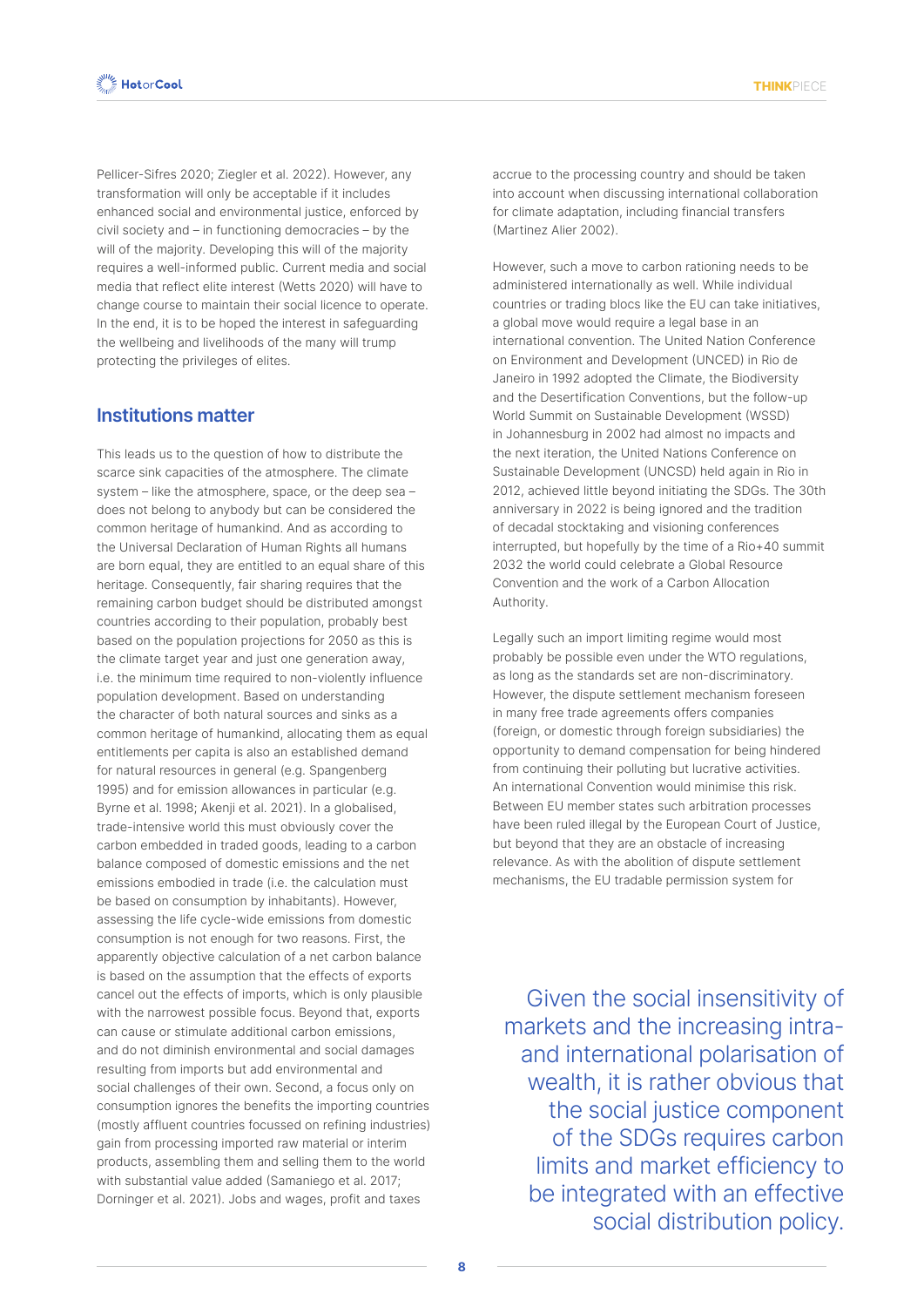Pellicer-Sifres 2020; Ziegler et al. 2022). However, any transformation will only be acceptable if it includes enhanced social and environmental justice, enforced by civil society and – in functioning democracies – by the will of the majority. Developing this will of the majority requires a well-informed public. Current media and social media that reflect elite interest (Wetts 2020) will have to change course to maintain their social licence to operate. In the end, it is to be hoped that the interest in safeguarding the wellbeing and livelihoods of the many will trump protecting the privileges of elites.

## Institutions matter

This leads us to the question of how to distribute the scarce sink capacities of the atmosphere. The climate system – like the atmosphere, space, or the deep sea – does not belong to anybody but can be considered the common heritage of humankind. And as according to the Universal Declaration of Human Rights all humans are born equal, they are entitled to an equal share of this heritage. Consequently, fair sharing requires that the remaining carbon budget should be distributed amongst countries according to their population, probably best based on the population projections for 2050 as this is the climate target year and just one generation away, i.e. the minimum time required to non-violently influence population development. Based on understanding the character of both natural sources and sinks as a common heritage of humankind, allocating them as equal entitlements per capita is also an established demand for natural resources in general (e.g. Spangenberg 1995) and for emission allowances in particular (e.g. Byrne et al. 1998; Akenji et al. 2021). In a globalised, trade-intensive world this must obviously cover the carbon embedded in traded goods, leading to a carbon balance composed of domestic emissions and the net emissions embodied in trade (i.e. the calculation must be based on consumption by inhabitants). However, assessing the life cycle-wide emissions from domestic consumption is not enough for two reasons. First, the apparently objective calculation of a net carbon balance is based on the assumption that the effects of exports cancel out the effects of imports, which is only plausible with the narrowest possible focus. Beyond that, exports can cause or stimulate additional carbon emissions, and do not diminish environmental and social damages resulting from imports but add environmental and social challenges of their own. Second, a focus only on consumption ignores the benefits the importing countries (mostly affluent countries focussed on refining industries) gain from processing imported raw material or interim products, assembling them and selling them to the world with substantial value added (Samaniego et al. 2017; Dorninger et al. 2021). Jobs and wages, profit and taxes accrue to the processing country and should be taken into account when discussing international collaboration for climate adaptation, including financial transfers (Martinez Alier 2002).

However, such a move to carbon rationing needs to be administered internationally as well. While individual countries or trading blocs like the EU can take initiatives, a global move would require a legal base in an international convention. The United Nation Conference on Environment and Development (UNCED) in Rio de Janeiro in 1992 adopted the Climate, the Biodiversity and the Desertification Conventions, but the follow-up World Summit on Sustainable Development (WSSD) in Johannesburg in 2002 had almost no impacts and the next iteration, the United Nations Conference on Sustainable Development (UNCSD) held again in Rio in 2012, achieved little beyond initiating the SDGs. The 30th anniversary in 2022 is being ignored and the tradition of decadal stocktaking and visioning conferences interrupted, but hopefully by the time of a Rio+40 summit 2032 the world could celebrate a Global Resource Convention and the work of a Carbon Allocation Authority.

Legally such an import limiting regime would most probably be possible even under the WTO regulations, as long as the standards set are non-discriminatory. However, the dispute settlement mechanism foreseen in many free trade agreements offers companies (foreign, or domestic through foreign subsidiaries) the opportunity to demand compensation for being hindered from continuing their polluting but lucrative activities. An international Convention would minimise this risk. Between EU member states such arbitration processes have been ruled illegal by the European Court of Justice, but beyond that they are an obstacle of increasing relevance. As with the abolition of dispute settlement mechanisms, the EU tradable permission system for

> Given the social insensitivity of markets and the increasing intra- and international polarisation of wealth, it is rather obvious that the social justice component of the SDGs requires carbon limits and market efficiency to be integrated with an effective social distribution policy.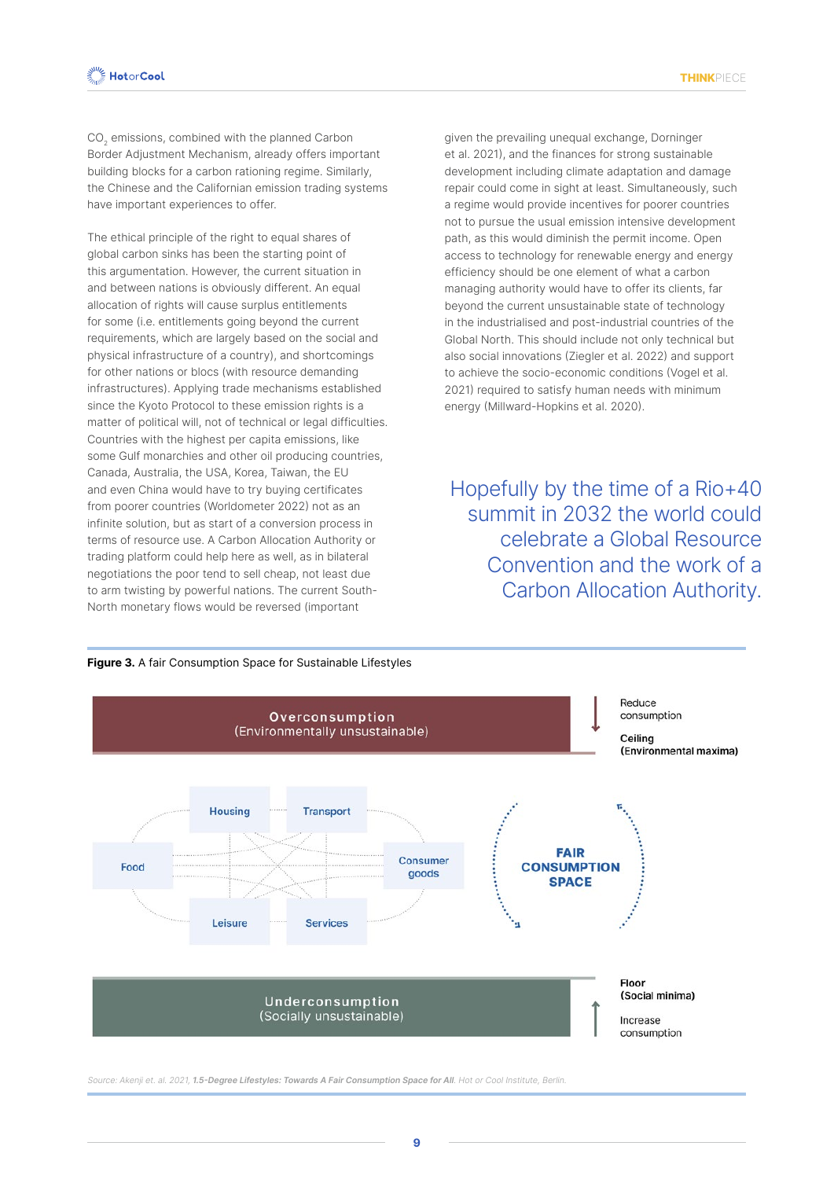$CO_2$ emissions, combined with the planned Carbon Border Adjustment Mechanism, already offers important building blocks for a carbon rationing regime. Similarly, the Chinese and the Californian emission trading systems have important experiences to offer.

The ethical principle of the right to equal shares of global carbon sinks has been the starting point of this argumentation. However, the current situation in and between nations is obviously different. An equal allocation of rights will cause surplus entitlements for some (i.e. entitlements going beyond the current requirements, which are largely based on the social and physical infrastructure of a country), and shortcomings for other nations or blocs (with resource demanding infrastructures). Applying trade mechanisms established since the Kyoto Protocol to these emission rights is a matter of political will, not of technical or legal difficulties. Countries with the highest per capita emissions, like some Gulf monarchies and other oil producing countries, Canada, Australia, the USA, Korea, Taiwan, the EU and even China would have to try buying certificates from poorer countries (Worldometer 2022) not as an infinite solution, but as start of a conversion process in terms of resource use. A Carbon Allocation Authority or trading platform could help here as well, as in bilateral negotiations the poor tend to sell cheap, not least due to arm twisting by powerful nations. The current South-North monetary flows would be reversed (important given the prevailing unequal exchange, Dorninger et al. 2021), and the finances for strong sustainable development including climate adaptation and damage repair could come in sight at least. Simultaneously, such a regime would provide incentives for poorer countries not to pursue the usual emission intensive development path, as this would diminish the permit income. Open access to technology for renewable energy and energy efficiency should be one element of what a carbon managing authority would have to offer its clients, far beyond the current unsustainable state of technology in the industrialised and post-industrial countries of the Global North. This should include not only technical but also social innovations (Ziegler et al. 2022) and support to achieve the socio-economic conditions (Vogel et al. 2021) required to satisfy human needs with minimum energy (Millward-Hopkins et al. 2020).

> Hopefully by the time of a Rio+40 summit in 2032 the world could celebrate a Global Resource Convention and the work of a Carbon Allocation Authority.

**Figure 3.** A fair Consumption Space for Sustainable Lifestyles

Overconsumption (Environmentally unsustainable) — Reduce consumption — Ceiling (Environmental maxima)

Housing, Transport, Food, Consumer goods, Leisure, Services — FAIR CONSUMPTION SPACE

Underconsumption (Socially unsustainable) — Floor (Social minima) — Increase consumption

*Source: Akenji et. al. 2021,* ***1.5-Degree Lifestyles: Towards A Fair Consumption Space for All****. Hot or Cool Institute, Berlin.*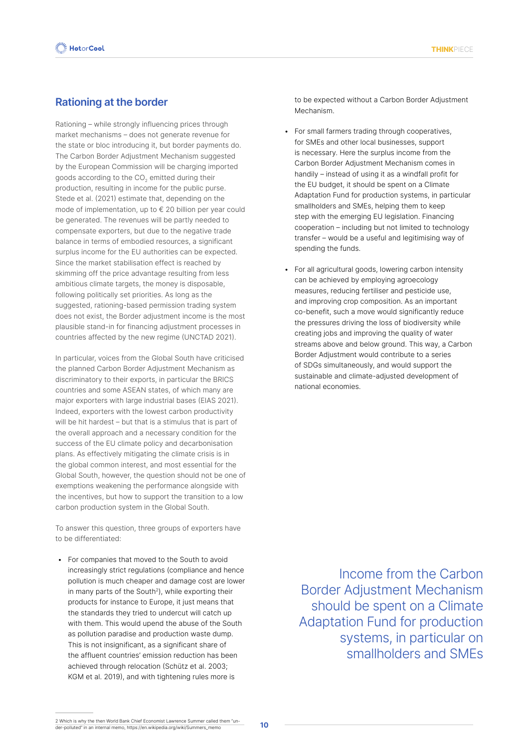## Rationing at the border

Rationing – while strongly influencing prices through market mechanisms – does not generate revenue for the state or bloc introducing it, but border payments do. The Carbon Border Adjustment Mechanism suggested by the European Commission will be charging imported goods according to the $CO_2$ emitted during their production, resulting in income for the public purse. Stede et al. (2021) estimate that, depending on the mode of implementation, up to € 20 billion per year could be generated. The revenues will be partly needed to compensate exporters, but due to the negative trade balance in terms of embodied resources, a significant surplus income for the EU authorities can be expected. Since the market stabilisation effect is reached by skimming off the price advantage resulting from less ambitious climate targets, the money is disposable, following politically set priorities. As long as the suggested, rationing-based permission trading system does not exist, the Border adjustment income is the most plausible stand-in for financing adjustment processes in countries affected by the new regime (UNCTAD 2021).

In particular, voices from the Global South have criticised the planned Carbon Border Adjustment Mechanism as discriminatory to their exports, in particular the BRICS countries and some ASEAN states, of which many are major exporters with large industrial bases (EIAS 2021). Indeed, exporters with the lowest carbon productivity will be hit hardest – but that is a stimulus that is part of the overall approach and a necessary condition for the success of the EU climate policy and decarbonisation plans. As effectively mitigating the climate crisis is in the global common interest, and most essential for the Global South, however, the question should not be one of exemptions weakening the performance alongside with the incentives, but how to support the transition to a low carbon production system in the Global South.

To answer this question, three groups of exporters have to be differentiated:

- For companies that moved to the South to avoid increasingly strict regulations (compliance and hence pollution is much cheaper and damage cost are lower in many parts of the South[2]), while exporting their products for instance to Europe, it just means that the standards they tried to undercut will catch up with them. This would upend the abuse of the South as pollution paradise and production waste dump. This is not insignificant, as a significant share of the affluent countries' emission reduction has been achieved through relocation (Schütz et al. 2003; KGM et al. 2019), and with tightening rules more is to be expected without a Carbon Border Adjustment Mechanism.
- For small farmers trading through cooperatives, for SMEs and other local businesses, support is necessary. Here the surplus income from the Carbon Border Adjustment Mechanism comes in handily – instead of using it as a windfall profit for the EU budget, it should be spent on a Climate Adaptation Fund for production systems, in particular smallholders and SMEs, helping them to keep step with the emerging EU legislation. Financing cooperation – including but not limited to technology transfer – would be a useful and legitimising way of spending the funds.
- For all agricultural goods, lowering carbon intensity can be achieved by employing agroecology measures, reducing fertiliser and pesticide use, and improving crop composition. As an important co-benefit, such a move would significantly reduce the pressures driving the loss of biodiversity while creating jobs and improving the quality of water streams above and below ground. This way, a Carbon Border Adjustment would contribute to a series of SDGs simultaneously, and would support the sustainable and climate-adjusted development of national economies.

> Income from the Carbon Border Adjustment Mechanism should be spent on a Climate Adaptation Fund for production systems, in particular on smallholders and SMEs

---

2 Which is why the then World Bank Chief Economist Lawrence Summer called them "under-polluted" in an internal memo, https://en.wikipedia.org/wiki/Summers_memo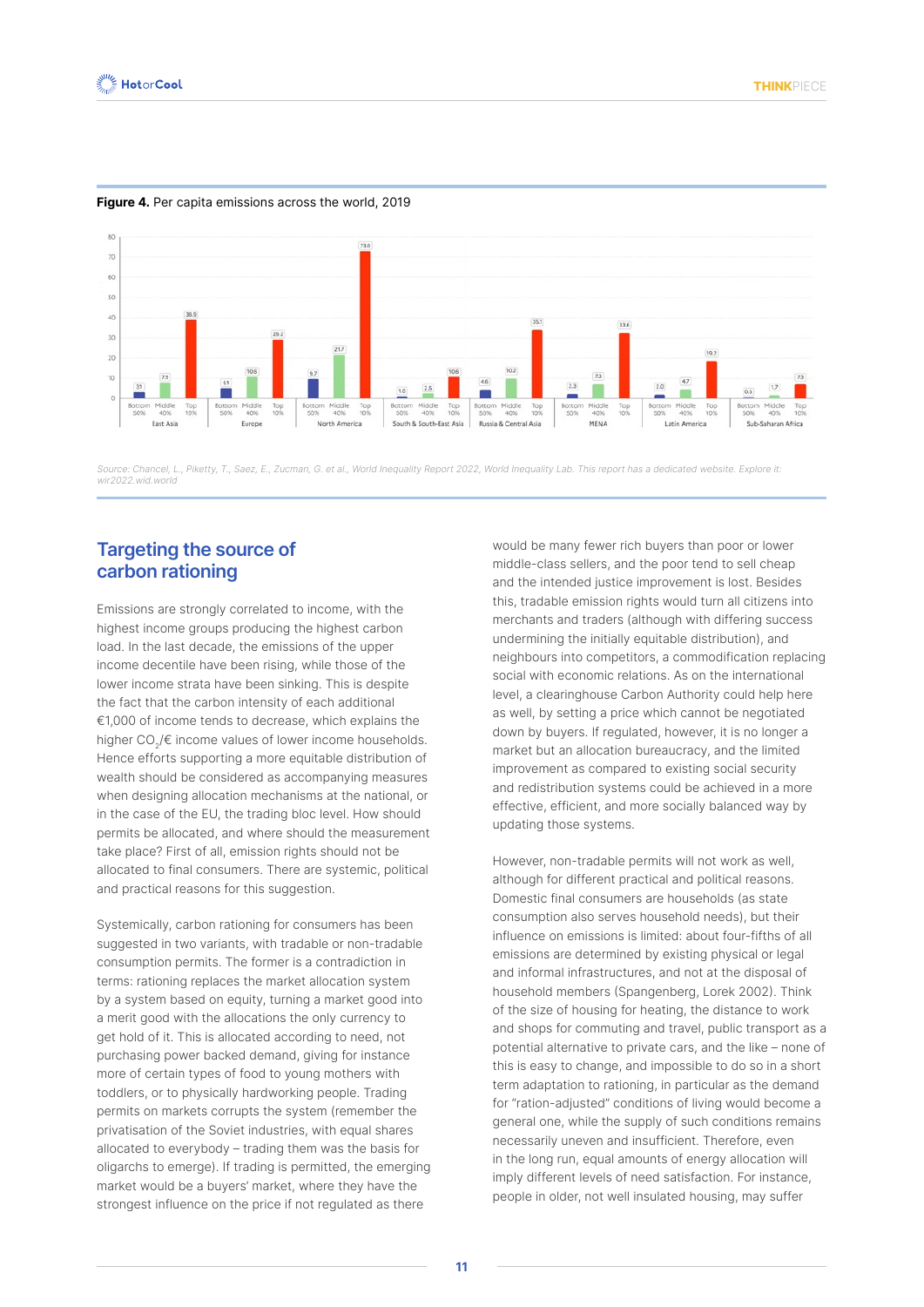**Figure 4.** Per capita emissions across the world, 2019

| Region | Bottom 50% | Middle 40% | Top 10% |
|---|---|---|---|
| East Asia | 3.1 | 7.9 | 38.9 |
| Europe | 5.1 | 10.6 | 29.2 |
| North America | 9.7 | 21.7 | 73.0 |
| South & South-East Asia | 1.0 | 2.5 | 10.6 |
| Russia & Central Asia | 4.6 | 10.2 | 35.1 |
| MENA | 2.3 | 7.3 | 33.6 |
| Latin America | 2.0 | 4.7 | 19.2 |
| Sub-Saharan Africa | 0.5 | 1.7 | 7.3 |

*Source: Chancel, L., Piketty, T., Saez, E., Zucman, G. et al., World Inequality Report 2022, World Inequality Lab. This report has a dedicated website. Explore it: wir2022.wid.world*

## Targeting the source of carbon rationing

Emissions are strongly correlated to income, with the highest income groups producing the highest carbon load. In the last decade, the emissions of the upper income decentile have been rising, while those of the lower income strata have been sinking. This is despite the fact that the carbon intensity of each additional €1,000 of income tends to decrease, which explains the higher $CO_2$/€ income values of lower income households. Hence efforts supporting a more equitable distribution of wealth should be considered as accompanying measures when designing allocation mechanisms at the national, or in the case of the EU, the trading bloc level. How should permits be allocated, and where should the measurement take place? First of all, emission rights should not be allocated to final consumers. There are systemic, political and practical reasons for this suggestion.

Systemically, carbon rationing for consumers has been suggested in two variants, with tradable or non-tradable consumption permits. The former is a contradiction in terms: rationing replaces the market allocation system by a system based on equity, turning a market good into a merit good with the allocations the only currency to get hold of it. This is allocated according to need, not purchasing power backed demand, giving for instance more of certain types of food to young mothers with toddlers, or to physically hardworking people. Trading permits on markets corrupts the system (remember the privatisation of the Soviet industries, with equal shares allocated to everybody – trading them was the basis for oligarchs to emerge). If trading is permitted, the emerging market would be a buyers' market, where they have the strongest influence on the price if not regulated as there would be many fewer rich buyers than poor or lower middle-class sellers, and the poor tend to sell cheap and the intended justice improvement is lost. Besides this, tradable emission rights would turn all citizens into merchants and traders (although with differing success undermining the initially equitable distribution), and neighbours into competitors, a commodification replacing social with economic relations. As on the international level, a clearinghouse Carbon Authority could help here as well, by setting a price which cannot be negotiated down by buyers. If regulated, however, it is no longer a market but an allocation bureaucracy, and the limited improvement as compared to existing social security and redistribution systems could be achieved in a more effective, efficient, and more socially balanced way by updating those systems.

However, non-tradable permits will not work as well, although for different practical and political reasons. Domestic final consumers are households (as state consumption also serves household needs), but their influence on emissions is limited: about four-fifths of all emissions are determined by existing physical or legal and informal infrastructures, and not at the disposal of household members (Spangenberg, Lorek 2002). Think of the size of housing for heating, the distance to work and shops for commuting and travel, public transport as a potential alternative to private cars, and the like – none of this is easy to change, and impossible to do so in a short term adaptation to rationing, in particular as the demand for "ration-adjusted" conditions of living would become a general one, while the supply of such conditions remains necessarily uneven and insufficient. Therefore, even in the long run, equal amounts of energy allocation will imply different levels of need satisfaction. For instance, people in older, not well insulated housing, may suffer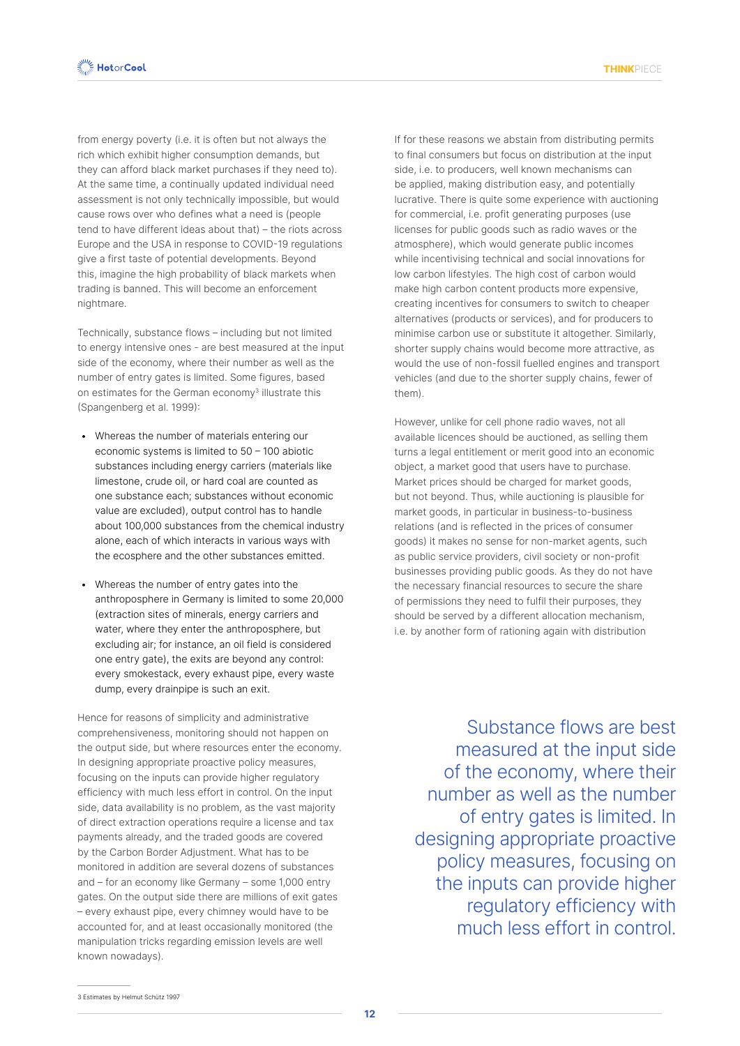from energy poverty (i.e. it is often but not always the rich which exhibit higher consumption demands, but they can afford black market purchases if they need to). At the same time, a continually updated individual need assessment is not only technically impossible, but would cause rows over who defines what a need is (people tend to have different ideas about that) – the riots across Europe and the USA in response to COVID-19 regulations give a first taste of potential developments. Beyond this, imagine the high probability of black markets when trading is banned. This will become an enforcement nightmare.

Technically, substance flows – including but not limited to energy intensive ones - are best measured at the input side of the economy, where their number as well as the number of entry gates is limited. Some figures, based on estimates for the German economy[3] illustrate this (Spangenberg et al. 1999):

- Whereas the number of materials entering our economic systems is limited to 50 – 100 abiotic substances including energy carriers (materials like limestone, crude oil, or hard coal are counted as one substance each; substances without economic value are excluded), output control has to handle about 100,000 substances from the chemical industry alone, each of which interacts in various ways with the ecosphere and the other substances emitted.
- Whereas the number of entry gates into the anthroposphere in Germany is limited to some 20,000 (extraction sites of minerals, energy carriers and water, where they enter the anthroposphere, but excluding air; for instance, an oil field is considered one entry gate), the exits are beyond any control: every smokestack, every exhaust pipe, every waste dump, every drainpipe is such an exit.

Hence for reasons of simplicity and administrative comprehensiveness, monitoring should not happen on the output side, but where resources enter the economy. In designing appropriate proactive policy measures, focusing on the inputs can provide higher regulatory efficiency with much less effort in control. On the input side, data availability is no problem, as the vast majority of direct extraction operations require a license and tax payments already, and the traded goods are covered by the Carbon Border Adjustment. What has to be monitored in addition are several dozens of substances and – for an economy like Germany – some 1,000 entry gates. On the output side there are millions of exit gates – every exhaust pipe, every chimney would have to be accounted for, and at least occasionally monitored (the manipulation tricks regarding emission levels are well known nowadays).

If for these reasons we abstain from distributing permits to final consumers but focus on distribution at the input side, i.e. to producers, well known mechanisms can be applied, making distribution easy, and potentially lucrative. There is quite some experience with auctioning for commercial, i.e. profit generating purposes (use licenses for public goods such as radio waves or the atmosphere), which would generate public incomes while incentivising technical and social innovations for low carbon lifestyles. The high cost of carbon would make high carbon content products more expensive, creating incentives for consumers to switch to cheaper alternatives (products or services), and for producers to minimise carbon use or substitute it altogether. Similarly, shorter supply chains would become more attractive, as would the use of non-fossil fuelled engines and transport vehicles (and due to the shorter supply chains, fewer of them).

However, unlike for cell phone radio waves, not all available licences should be auctioned, as selling them turns a legal entitlement or merit good into an economic object, a market good that users have to purchase. Market prices should be charged for market goods, but not beyond. Thus, while auctioning is plausible for market goods, in particular in business-to-business relations (and is reflected in the prices of consumer goods) it makes no sense for non-market agents, such as public service providers, civil society or non-profit businesses providing public goods. As they do not have the necessary financial resources to secure the share of permissions they need to fulfil their purposes, they should be served by a different allocation mechanism, i.e. by another form of rationing again with distribution

> Substance flows are best measured at the input side of the economy, where their number as well as the number of entry gates is limited. In designing appropriate proactive policy measures, focusing on the inputs can provide higher regulatory efficiency with much less effort in control.

[3] Estimates by Helmut Schütz 1997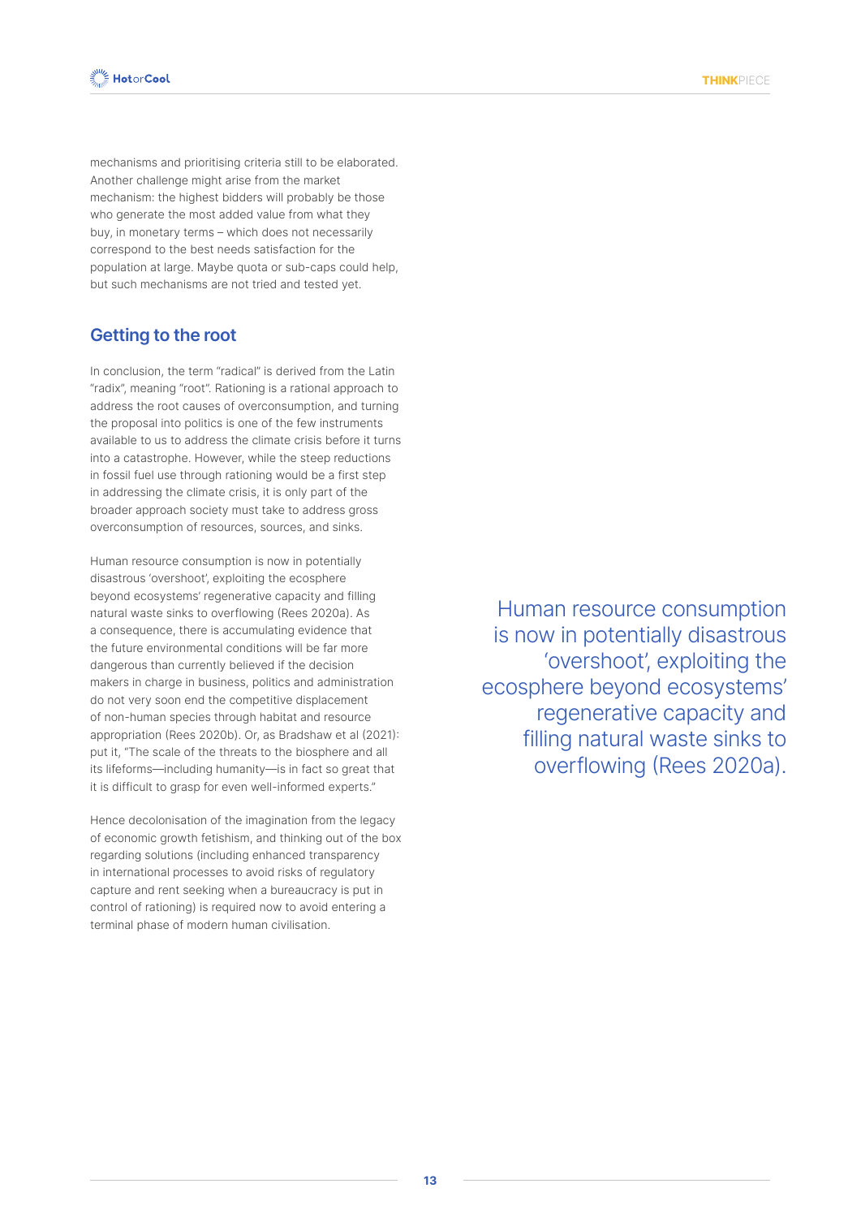mechanisms and prioritising criteria still to be elaborated. Another challenge might arise from the market mechanism: the highest bidders will probably be those who generate the most added value from what they buy, in monetary terms – which does not necessarily correspond to the best needs satisfaction for the population at large. Maybe quota or sub-caps could help, but such mechanisms are not tried and tested yet.

## Getting to the root

In conclusion, the term "radical" is derived from the Latin "radix", meaning "root". Rationing is a rational approach to address the root causes of overconsumption, and turning the proposal into politics is one of the few instruments available to us to address the climate crisis before it turns into a catastrophe. However, while the steep reductions in fossil fuel use through rationing would be a first step in addressing the climate crisis, it is only part of the broader approach society must take to address gross overconsumption of resources, sources, and sinks.

Human resource consumption is now in potentially disastrous 'overshoot', exploiting the ecosphere beyond ecosystems' regenerative capacity and filling natural waste sinks to overflowing (Rees 2020a). As a consequence, there is accumulating evidence that the future environmental conditions will be far more dangerous than currently believed if the decision makers in charge in business, politics and administration do not very soon end the competitive displacement of non-human species through habitat and resource appropriation (Rees 2020b). Or, as Bradshaw et al (2021): put it, "The scale of the threats to the biosphere and all its lifeforms—including humanity—is in fact so great that it is difficult to grasp for even well-informed experts."

> Human resource consumption is now in potentially disastrous 'overshoot', exploiting the ecosphere beyond ecosystems' regenerative capacity and filling natural waste sinks to overflowing (Rees 2020a).

Hence decolonisation of the imagination from the legacy of economic growth fetishism, and thinking out of the box regarding solutions (including enhanced transparency in international processes to avoid risks of regulatory capture and rent seeking when a bureaucracy is put in control of rationing) is required now to avoid entering a terminal phase of modern human civilisation.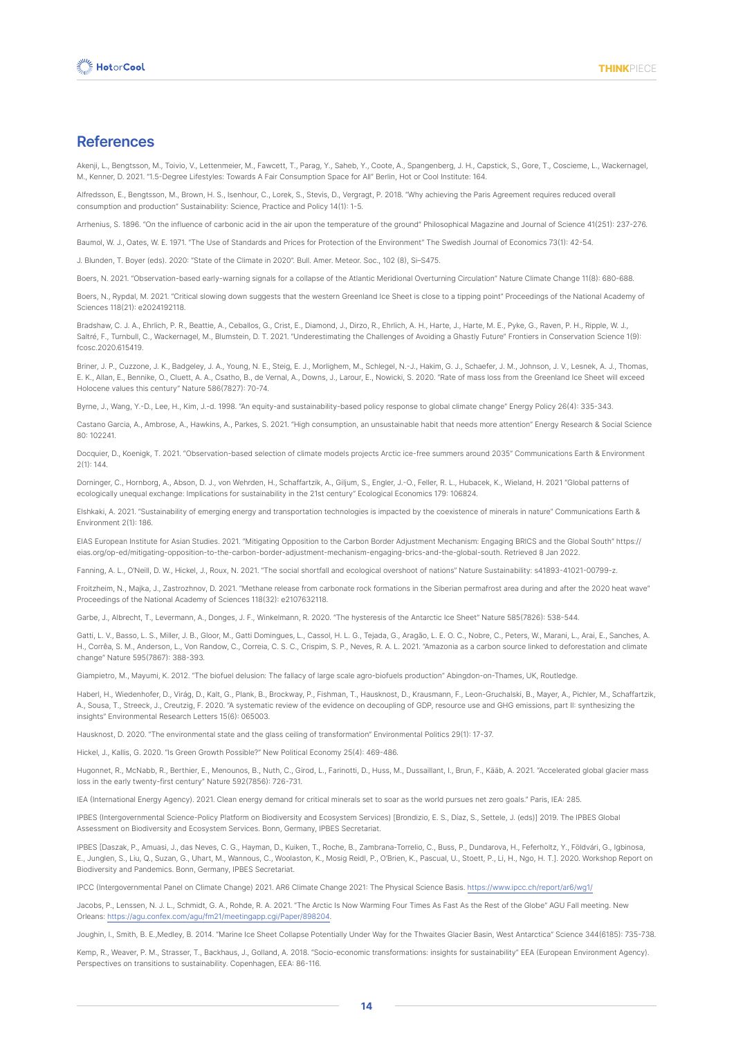## References

Akenji, L., Bengtsson, M., Toivio, V., Lettenmeier, M., Fawcett, T., Parag, Y., Saheb, Y., Coote, A., Spangenberg, J. H., Capstick, S., Gore, T., Coscieme, L., Wackernagel, M., Kenner, D. 2021. "1.5-Degree Lifestyles: Towards A Fair Consumption Space for All" Berlin, Hot or Cool Institute: 164.

Alfredsson, E., Bengtsson, M., Brown, H. S., Isenhour, C., Lorek, S., Stevis, D., Vergragt, P. 2018. "Why achieving the Paris Agreement requires reduced overall consumption and production" Sustainability: Science, Practice and Policy 14(1): 1-5.

Arrhenius, S. 1896. "On the influence of carbonic acid in the air upon the temperature of the ground" Philosophical Magazine and Journal of Science 41(251): 237-276.

Baumol, W. J., Oates, W. E. 1971. "The Use of Standards and Prices for Protection of the Environment" The Swedish Journal of Economics 73(1): 42-54.

J. Blunden, T. Boyer (eds). 2020: "State of the Climate in 2020". Bull. Amer. Meteor. Soc., 102 (8), Si–S475.

Boers, N. 2021. "Observation-based early-warning signals for a collapse of the Atlantic Meridional Overturning Circulation" Nature Climate Change 11(8): 680-688.

Boers, N., Rypdal, M. 2021. "Critical slowing down suggests that the western Greenland Ice Sheet is close to a tipping point" Proceedings of the National Academy of Sciences 118(21): e2024192118.

Bradshaw, C. J. A., Ehrlich, P. R., Beattie, A., Ceballos, G., Crist, E., Diamond, J., Dirzo, R., Ehrlich, A. H., Harte, J., Harte, M. E., Pyke, G., Raven, P. H., Ripple, W. J., Saltré, F., Turnbull, C., Wackernagel, M., Blumstein, D. T. 2021. "Underestimating the Challenges of Avoiding a Ghastly Future" Frontiers in Conservation Science 1(9): fcosc.2020.615419.

Briner, J. P., Cuzzone, J. K., Badgeley, J. A., Young, N. E., Steig, E. J., Morlighem, M., Schlegel, N.-J., Hakim, G. J., Schaefer, J. M., Johnson, J. V., Lesnek, A. J., Thomas, E. K., Allan, E., Bennike, O., Cluett, A. A., Csatho, B., de Vernal, A., Downs, J., Larour, E., Nowicki, S. 2020. "Rate of mass loss from the Greenland Ice Sheet will exceed Holocene values this century" Nature 586(7827): 70-74.

Byrne, J., Wang, Y.-D., Lee, H., Kim, J.-d. 1998. "An equity-and sustainability-based policy response to global climate change" Energy Policy 26(4): 335-343.

Castano Garcia, A., Ambrose, A., Hawkins, A., Parkes, S. 2021. "High consumption, an unsustainable habit that needs more attention" Energy Research & Social Science 80: 102241.

Docquier, D., Koenigk, T. 2021. "Observation-based selection of climate models projects Arctic ice-free summers around 2035" Communications Earth & Environment 2(1): 144.

Dorninger, C., Hornborg, A., Abson, D. J., von Wehrden, H., Schaffartzik, A., Giljum, S., Engler, J.-O., Feller, R. L., Hubacek, K., Wieland, H. 2021 "Global patterns of ecologically unequal exchange: Implications for sustainability in the 21st century" Ecological Economics 179: 106824.

Elshkaki, A. 2021. "Sustainability of emerging energy and transportation technologies is impacted by the coexistence of minerals in nature" Communications Earth & Environment 2(1): 186.

EIAS European Institute for Asian Studies. 2021. "Mitigating Opposition to the Carbon Border Adjustment Mechanism: Engaging BRICS and the Global South" https://eias.org/op-ed/mitigating-opposition-to-the-carbon-border-adjustment-mechanism-engaging-brics-and-the-global-south. Retrieved 8 Jan 2022.

Fanning, A. L., O'Neill, D. W., Hickel, J., Roux, N. 2021. "The social shortfall and ecological overshoot of nations" Nature Sustainability: s41893-41021-00799-z.

Froitzheim, N., Majka, J., Zastrozhnov, D. 2021. "Methane release from carbonate rock formations in the Siberian permafrost area during and after the 2020 heat wave" Proceedings of the National Academy of Sciences 118(32): e2107632118.

Garbe, J., Albrecht, T., Levermann, A., Donges, J. F., Winkelmann, R. 2020. "The hysteresis of the Antarctic Ice Sheet" Nature 585(7826): 538-544.

Gatti, L. V., Basso, L. S., Miller, J. B., Gloor, M., Gatti Domingues, L., Cassol, H. L. G., Tejada, G., Aragão, L. E. O. C., Nobre, C., Peters, W., Marani, L., Arai, E., Sanches, A. H., Corrêa, S. M., Anderson, L., Von Randow, C., Correia, C. S. C., Crispim, S. P., Neves, R. A. L. 2021. "Amazonia as a carbon source linked to deforestation and climate change" Nature 595(7867): 388-393.

Giampietro, M., Mayumi, K. 2012. "The biofuel delusion: The fallacy of large scale agro-biofuels production" Abingdon-on-Thames, UK, Routledge.

Haberl, H., Wiedenhofer, D., Virág, D., Kalt, G., Plank, B., Brockway, P., Fishman, T., Hausknost, D., Krausmann, F., Leon-Gruchalski, B., Mayer, A., Pichler, M., Schaffartzik, A., Sousa, T., Streeck, J., Creutzig, F. 2020. "A systematic review of the evidence on decoupling of GDP, resource use and GHG emissions, part II: synthesizing the insights" Environmental Research Letters 15(6): 065003.

Hausknost, D. 2020. "The environmental state and the glass ceiling of transformation" Environmental Politics 29(1): 17-37.

Hickel, J., Kallis, G. 2020. "Is Green Growth Possible?" New Political Economy 25(4): 469-486.

Hugonnet, R., McNabb, R., Berthier, E., Menounos, B., Nuth, C., Girod, L., Farinotti, D., Huss, M., Dussaillant, I., Brun, F., Kääb, A. 2021. "Accelerated global glacier mass loss in the early twenty-first century" Nature 592(7856): 726-731.

IEA (International Energy Agency). 2021. Clean energy demand for critical minerals set to soar as the world pursues net zero goals." Paris, IEA: 285.

IPBES (Intergovernmental Science-Policy Platform on Biodiversity and Ecosystem Services) [Brondizio, E. S., Díaz, S., Settele, J. (eds)] 2019. The IPBES Global Assessment on Biodiversity and Ecosystem Services. Bonn, Germany, IPBES Secretariat.

IPBES [Daszak, P., Amuasi, J., das Neves, C. G., Hayman, D., Kuiken, T., Roche, B., Zambrana-Torrelio, C., Buss, P., Dundarova, H., Feferholtz, Y., Földvári, G., Igbinosa, E., Junglen, S., Liu, Q., Suzan, G., Uhart, M., Wannous, C., Woolaston, K., Mosig Reidl, P., O'Brien, K., Pascual, U., Stoett, P., Li, H., Ngo, H. T.]. 2020. Workshop Report on Biodiversity and Pandemics. Bonn, Germany, IPBES Secretariat.

IPCC (Intergovernmental Panel on Climate Change) 2021. AR6 Climate Change 2021: The Physical Science Basis. https://www.ipcc.ch/report/ar6/wg1/

Jacobs, P., Lenssen, N. J. L., Schmidt, G. A., Rohde, R. A. 2021. "The Arctic Is Now Warming Four Times As Fast As the Rest of the Globe" AGU Fall meeting. New Orleans: https://agu.confex.com/agu/fm21/meetingapp.cgi/Paper/898204.

Joughin, I., Smith, B. E.,Medley, B. 2014. "Marine Ice Sheet Collapse Potentially Under Way for the Thwaites Glacier Basin, West Antarctica" Science 344(6185): 735-738.

Kemp, R., Weaver, P. M., Strasser, T., Backhaus, J., Golland, A. 2018. "Socio-economic transformations: insights for sustainability" EEA (European Environment Agency). Perspectives on transitions to sustainability. Copenhagen, EEA: 86-116.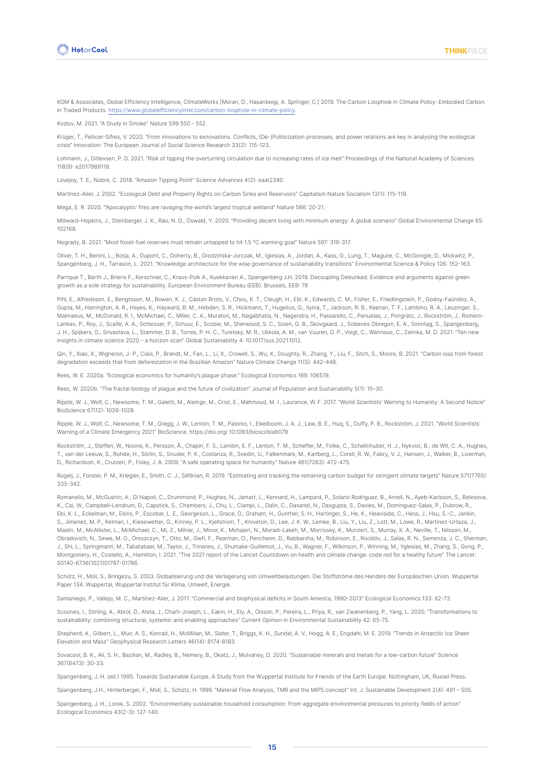KGM & Associates, Global Efficiency Intelligence, ClimateWorks [Moran, D., Hasanbeigi, A. Springer, C.] 2019. The Carbon Loophole in Climate Policy: Embodied Carbon in Traded Products. https://www.globalefficiencyintel.com/carbon-loophole-in-climate-policy.

Kozlov, M. 2021. "A Study in Smoke" Nature 599 550 - 552.

Krüger, T., Pellicer-Sifres, V. 2020. "From innovations to exnovations. Conflicts, (De-)Politicization processes, and power relations are key in analysing the ecological crisis" Innovation: The European Journal of Social Science Research 33(2): 115-123.

Lohmann, J., Ditlevsen, P. D. 2021. "Risk of tipping the overturning circulation due to increasing rates of ice melt" Proceedings of the National Academy of Sciences 118(9): e2017989118.

Lovejoy, T. E., Nobre, C. 2018. "Amazon Tipping Point" Science Advances 4(2): eaat2340.

Martínez-Alier, J. 2002. "Ecological Debt and Property Rights on Carbon Sinks and Reservoirs" Capitalism Nature Socialism 13(1): 115-119.

Mega, E. R. 2020. "'Apocalyptic' fires are ravaging the world's largest tropical wetland" Nature 586: 20-21.

Millward-Hopkins, J., Steinberger, J. K., Rao, N. D., Oswald, Y. 2020. "Providing decent living with minimum energy: A global scenario" Global Environmental Change 65: 102168.

Nogrady, B. 2021. "Most fossil-fuel reserves must remain untapped to hit 1.5 °C warming goal" Nature 597: 316-317.

Oliver, T. H., Benini, L., Borja, A., Dupont, C., Doherty, B., Grodzińska-Jurczak, M., Iglesias, A., Jordan, A., Kass, G., Lung, T., Maguire, C., McGonigle, D., Mickwitz, P., Spangenberg, J. H., Tarrason, L. 2021. "Knowledge architecture for the wise governance of sustainability transitions" Environmental Science & Policy 126: 152-163.

Parrique T., Barth J., Briens F., Kerschner, C., Kraus-Polk A., Kuokkanen A., Spangenberg J.H. 2019. Decoupling Debunked. Evidence and arguments against green growth as a sole strategy for sustainability. European Environment Bureau (EEB). Brussels, EEB: 78

Pihl, E., Alfredsson, E., Bengtsson, M., Bowen, K. J., Cástan Broto, V., Chou, K. T., Cleugh, H., Ebi, K., Edwards, C. M., Fisher, E., Friedlingstein, P., Godoy-Faúndez, A., Gupta, M., Harrington, A. R., Hayes, K., Hayward, B. M., Hebden, S. R., Hickmann, T., Hugelius, G., Ilyina, T., Jackson, R. B., Keenan, T. F., Lambino, R. A., Leuzinger, S., Malmaeus, M., McDonald, R. I., McMichael, C., Miller, C. A., Muratori, M., Nagabhatla, N., Nagendra, H., Passarello, C., Penuelas, J., Pongratz, J., Rockström, J., Romero-Lankao, P., Roy, J., Scaife, A. A., Schlosser, P., Schuur, E., Scobie, M., Sherwood, S. C., Sioen, G. B., Skovgaard, J., Sobenes Obregon, E. A., Sonntag, S., Spangenberg, J. H., Spijkers, O., Srivastava, L., Stammer, D. B., Torres, P. H. C., Turetsky, M. R., Ukkola, A. M., van Vuuren, D. P., Voigt, C., Wannous, C., Zelinka, M. D. 2021. "Ten new insights in climate science 2020 – a horizon scan" Global Sustainability 4: 10.1017/sus.2021.1012.

Qin, Y., Xiao, X., Wigneron, J.-P., Ciais, P., Brandt, M., Fan, L., Li, X., Crowell, S., Wu, X., Doughty, R., Zhang, Y., Liu, F., Sitch, S., Moore, B. 2021. "Carbon loss from forest degradation exceeds that from deforestation in the Brazilian Amazon" Nature Climate Change 11(5): 442-448.

Rees, W. E. 2020a. "Ecological economics for humanity's plague phase." Ecological Economics 169: 106519.

Rees, W. 2020b. "The fractal biology of plague and the future of civilization" Journal of Population and Sustainability 5(1): 15–30.

Ripple, W. J., Wolf, C., Newsome, T. M., Galetti, M., Alamgir, M., Crist, E., Mahmoud, M. I., Laurance, W. F. 2017. "World Scientists' Warning to Humanity: A Second Notice" BioScience 67(12): 1026-1028.

Ripple, W. J., Wolf, C., Newsome, T. M., Gregg, J. W., Lenton, T. M., Palomo, I., Eikelboom, J. A. J., Law, B. E., Huq, S., Duffy, P. B., Rockström, J. 2021. "World Scientists' Warning of a Climate Emergency 2021" BioScience. https://doi.org/ 10.1093/biosci/biab079

Rockström, J., Steffen, W., Noone, K., Persson, Å., Chapin, F. S., Lambin, E. F., Lenton, T. M., Scheffer, M., Folke, C., Schellnhuber, H. J., Nykvist, B., de Wit, C. A., Hughes, T., van der Leeuw, S., Rohde, H., Sörlin, S., Snuder, P. K., Costanza, R., Svedin, U., Falkenmark, M., Karlberg, L., Corell, R. W., Fabry, V. J., Hansen, J., Walker, B., Liverman, D., Richardson, K., Crutzen, P., Foley, J. A. 2009. "A safe operating space for humanity" Nature 461(7263): 472-475.

Rogelj, J., Forster, P. M., Kriegler, E., Smith, C. J., Séférian, R. 2019. "Estimating and tracking the remaining carbon budget for stringent climate targets" Nature 571(7765): 335-342.

Romanello, M., McGushin, A., Di Napoli, C., Drummond, P., Hughes, N., Jamart, L., Kennard, H., Lampard, P., Solano Rodriguez, B., Arnell, N., Ayeb-Karlsson, S., Belesova, K., Cai, W., Campbell-Lendrum, D., Capstick, S., Chambers, J., Chu, L., Ciampi, L., Dalin, C., Dasandi, N., Dasgupta, S., Davies, M., Dominguez-Salas, P., Dubrow, R., Ebi, K. L., Eckelman, M., Ekins, P., Escobar, L. E., Georgeson, L., Grace, D., Graham, H., Gunther, S. H., Hartinger, S., He, K., Heaviside, C., Hess, J., Hsu, S.-C., Jankin, S., Jimenez, M. P., Kelman, I., Kiesewetter, G., Kinney, P. L., Kjellstrom, T., Kniveton, D., Lee, J. K. W., Lemke, B., Liu, Y., Liu, Z., Lott, M., Lowe, R., Martinez-Urtaza, J., Maslin, M., McAllister, L., McMichael, C., Mi, Z., Milner, J., Minor, K., Mohajeri, N., Moradi-Lakeh, M., Morrissey, K., Munzert, S., Murray, K. A., Neville, T., Nilsson, M., Obradovich, N., Sewe, M. O., Oreszczyn, T., Otto, M., Owfi, F., Pearman, O., Pencheon, D., Rabbaniha, M., Robinson, E., Rocklöv, J., Salas, R. N., Semenza, J. C., Sherman, J., Shi, L., Springmann, M., Tabatabaei, M., Taylor, J., Trinanes, J., Shumake-Guillemot, J., Vu, B., Wagner, F., Wilkinson, P., Winning, M., Yglesias, M., Zhang, S., Gong, P., Montgomery, H., Costello, A., Hamilton, I. 2021. "The 2021 report of the Lancet Countdown on health and climate change: code red for a healthy future" The Lancet: S0140-6736(1021)01787-01786.

Schütz, H., Moll, S., Bringezu, S. 2003. Globalisierung und die Verlagerung von Umweltbelastungen. Die Stoffströme des Handels der Europäischen Union. Wuppertal Paper 134. Wuppertal, Wuppertal Institut für Klima, Umwelt, Energie.

Samaniego, P., Vallejo, M. C., Martínez-Alier, J. 2017. "Commercial and biophysical deficits in South America, 1990–2013" Ecological Economics 133: 62-73.

Scoones, I., Stirling, A., Abrol, D., Atela, J., Charli-Joseph, L., Eakin, H., Ely, A., Olsson, P., Pereira, L., Priya, R., van Zwanenberg, P., Yang, L. 2020. "Transformations to sustainability: combining structural, systemic and enabling approaches" Current Opinion in Environmental Sustainability 42: 65-75.

Shepherd, A., Gilbert, L., Muir, A. S., Konrad, H., McMillan, M., Slater, T., Briggs, K. H., Sundal, A. V., Hogg, A. E., Engdahl, M. E. 2019. "Trends in Antarctic Ice Sheet Elevation and Mass" Geophysical Research Letters 46(14): 8174-8183.

Sovacool, B. K., Ali, S. H., Bazilian, M., Radley, B., Nemery, B., Okatz, J., Mulvaney, D. 2020. "Sustainable minerals and metals for a low-carbon future" Science 367(6473): 30-33.

Spangenberg, J. H. (ed.) 1995. Towards Sustainable Europe. A Study from the Wuppertal Institute for Friends of the Earth Europe. Nottingham, UK, Russel Press.

Spangenberg, J.H., Hinterberger, F., Moll, S., Schütz, H. 1999. "Material Flow Analysis, TMR and the MIPS concept" Int. J. Sustainable Development 2(4): 491 – 505.

Spangenberg, J. H., Lorek, S. 2002. "Environmentally sustainable household consumption: From aggregate environmental pressures to priority fields of action" Ecological Economics 43(2-3): 127-140.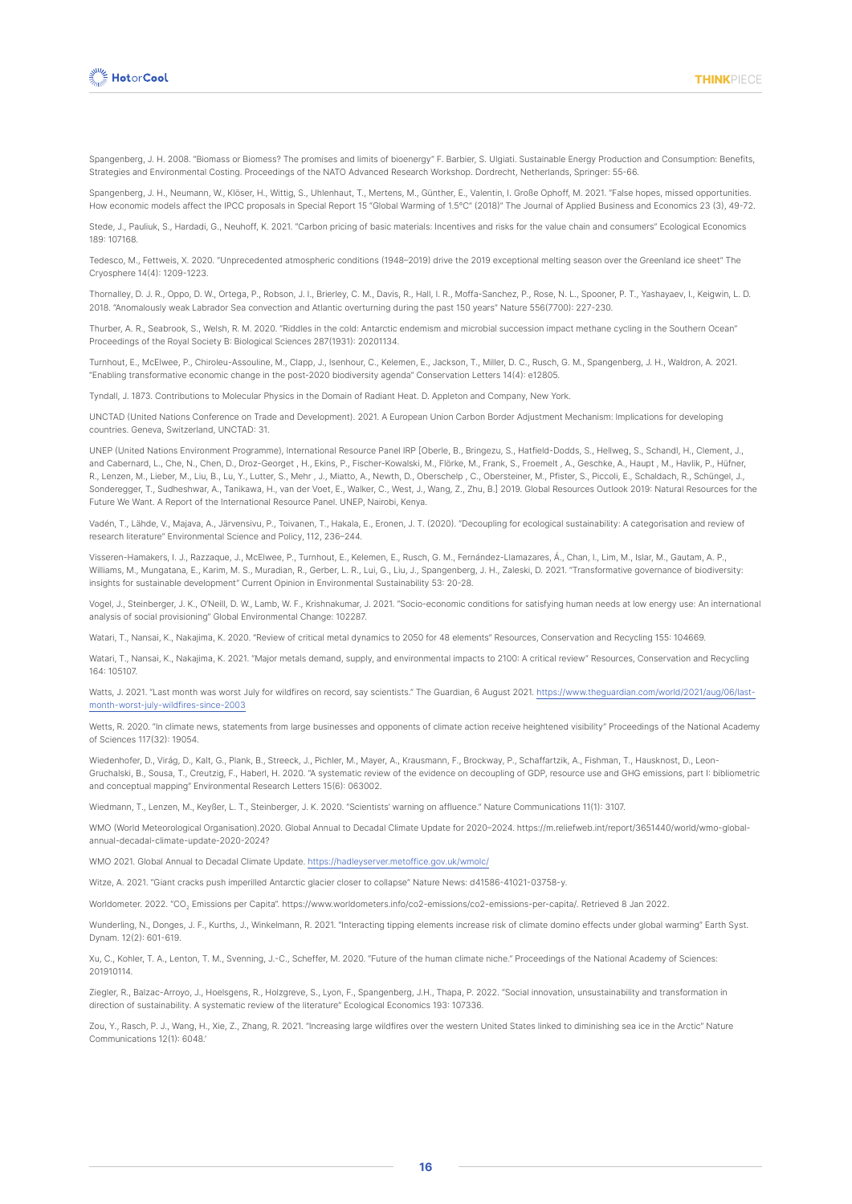Spangenberg, J. H. 2008. "Biomass or Biomess? The promises and limits of bioenergy" F. Barbier, S. Ulgiati. Sustainable Energy Production and Consumption: Benefits, Strategies and Environmental Costing. Proceedings of the NATO Advanced Research Workshop. Dordrecht, Netherlands, Springer: 55-66.

Spangenberg, J. H., Neumann, W., Klöser, H., Wittig, S., Uhlenhaut, T., Mertens, M., Günther, E., Valentin, I. Große Ophoff, M. 2021. "False hopes, missed opportunities. How economic models affect the IPCC proposals in Special Report 15 "Global Warming of 1.5°C" (2018)" The Journal of Applied Business and Economics 23 (3), 49-72.

Stede, J., Pauliuk, S., Hardadi, G., Neuhoff, K. 2021. "Carbon pricing of basic materials: Incentives and risks for the value chain and consumers" Ecological Economics 189: 107168.

Tedesco, M., Fettweis, X. 2020. "Unprecedented atmospheric conditions (1948–2019) drive the 2019 exceptional melting season over the Greenland ice sheet" The Cryosphere 14(4): 1209-1223.

Thornalley, D. J. R., Oppo, D. W., Ortega, P., Robson, J. I., Brierley, C. M., Davis, R., Hall, I. R., Moffa-Sanchez, P., Rose, N. L., Spooner, P. T., Yashayaev, I., Keigwin, L. D. 2018. "Anomalously weak Labrador Sea convection and Atlantic overturning during the past 150 years" Nature 556(7700): 227-230.

Thurber, A. R., Seabrook, S., Welsh, R. M. 2020. "Riddles in the cold: Antarctic endemism and microbial succession impact methane cycling in the Southern Ocean" Proceedings of the Royal Society B: Biological Sciences 287(1931): 20201134.

Turnhout, E., McElwee, P., Chiroleu-Assouline, M., Clapp, J., Isenhour, C., Kelemen, E., Jackson, T., Miller, D. C., Rusch, G. M., Spangenberg, J. H., Waldron, A. 2021. "Enabling transformative economic change in the post-2020 biodiversity agenda" Conservation Letters 14(4): e12805.

Tyndall, J. 1873. Contributions to Molecular Physics in the Domain of Radiant Heat. D. Appleton and Company, New York.

UNCTAD (United Nations Conference on Trade and Development). 2021. A European Union Carbon Border Adjustment Mechanism: Implications for developing countries. Geneva, Switzerland, UNCTAD: 31.

UNEP (United Nations Environment Programme), International Resource Panel IRP [Oberle, B., Bringezu, S., Hatfield-Dodds, S., Hellweg, S., Schandl, H., Clement, J., and Cabernard, L., Che, N., Chen, D., Droz-Georget , H., Ekins, P., Fischer-Kowalski, M., Flörke, M., Frank, S., Froemelt , A., Geschke, A., Haupt , M., Havlik, P., Hüfner, R., Lenzen, M., Lieber, M., Liu, B., Lu, Y., Lutter, S., Mehr , J., Miatto, A., Newth, D., Oberschelp , C., Obersteiner, M., Pfister, S., Piccoli, E., Schaldach, R., Schüngel, J., Sonderegger, T., Sudheshwar, A., Tanikawa, H., van der Voet, E., Walker, C., West, J., Wang, Z., Zhu, B.] 2019. Global Resources Outlook 2019: Natural Resources for the Future We Want. A Report of the International Resource Panel. UNEP, Nairobi, Kenya.

Vadén, T., Lähde, V., Majava, A., Järvensivu, P., Toivanen, T., Hakala, E., Eronen, J. T. (2020). "Decoupling for ecological sustainability: A categorisation and review of research literature" Environmental Science and Policy, 112, 236–244.

Visseren-Hamakers, I. J., Razzaque, J., McElwee, P., Turnhout, E., Kelemen, E., Rusch, G. M., Fernández-Llamazares, Á., Chan, I., Lim, M., Islar, M., Gautam, A. P., Williams, M., Mungatana, E., Karim, M. S., Muradian, R., Gerber, L. R., Lui, G., Liu, J., Spangenberg, J. H., Zaleski, D. 2021. "Transformative governance of biodiversity: insights for sustainable development" Current Opinion in Environmental Sustainability 53: 20-28.

Vogel, J., Steinberger, J. K., O'Neill, D. W., Lamb, W. F., Krishnakumar, J. 2021. "Socio-economic conditions for satisfying human needs at low energy use: An international analysis of social provisioning" Global Environmental Change: 102287.

Watari, T., Nansai, K., Nakajima, K. 2020. "Review of critical metal dynamics to 2050 for 48 elements" Resources, Conservation and Recycling 155: 104669.

Watari, T., Nansai, K., Nakajima, K. 2021. "Major metals demand, supply, and environmental impacts to 2100: A critical review" Resources, Conservation and Recycling 164: 105107.

Watts, J. 2021. "Last month was worst July for wildfires on record, say scientists." The Guardian, 6 August 2021. https://www.theguardian.com/world/2021/aug/06/last-month-worst-july-wildfires-since-2003

Wetts, R. 2020. "In climate news, statements from large businesses and opponents of climate action receive heightened visibility" Proceedings of the National Academy of Sciences 117(32): 19054.

Wiedenhofer, D., Virág, D., Kalt, G., Plank, B., Streeck, J., Pichler, M., Mayer, A., Krausmann, F., Brockway, P., Schaffartzik, A., Fishman, T., Hausknost, D., Leon-Gruchalski, B., Sousa, T., Creutzig, F., Haberl, H. 2020. "A systematic review of the evidence on decoupling of GDP, resource use and GHG emissions, part I: bibliometric and conceptual mapping" Environmental Research Letters 15(6): 063002.

Wiedmann, T., Lenzen, M., Keyßer, L. T., Steinberger, J. K. 2020. "Scientists' warning on affluence." Nature Communications 11(1): 3107.

WMO (World Meteorological Organisation).2020. Global Annual to Decadal Climate Update for 2020–2024. https://m.reliefweb.int/report/3651440/world/wmo-global-annual-decadal-climate-update-2020-2024?

WMO 2021. Global Annual to Decadal Climate Update. https://hadleyserver.metoffice.gov.uk/wmolc/

Witze, A. 2021. "Giant cracks push imperilled Antarctic glacier closer to collapse" Nature News: d41586-41021-03758-y.

Worldometer. 2022. "$CO_2$ Emissions per Capita". https://www.worldometers.info/co2-emissions/co2-emissions-per-capita/. Retrieved 8 Jan 2022.

Wunderling, N., Donges, J. F., Kurths, J., Winkelmann, R. 2021. "Interacting tipping elements increase risk of climate domino effects under global warming" Earth Syst. Dynam. 12(2): 601-619.

Xu, C., Kohler, T. A., Lenton, T. M., Svenning, J.-C., Scheffer, M. 2020. "Future of the human climate niche." Proceedings of the National Academy of Sciences: 201910114.

Ziegler, R., Balzac-Arroyo, J., Hoelsgens, R., Holzgreve, S., Lyon, F., Spangenberg, J.H., Thapa, P. 2022. "Social innovation, unsustainability and transformation in direction of sustainability. A systematic review of the literature" Ecological Economics 193: 107336.

Zou, Y., Rasch, P. J., Wang, H., Xie, Z., Zhang, R. 2021. "Increasing large wildfires over the western United States linked to diminishing sea ice in the Arctic" Nature Communications 12(1): 6048.'